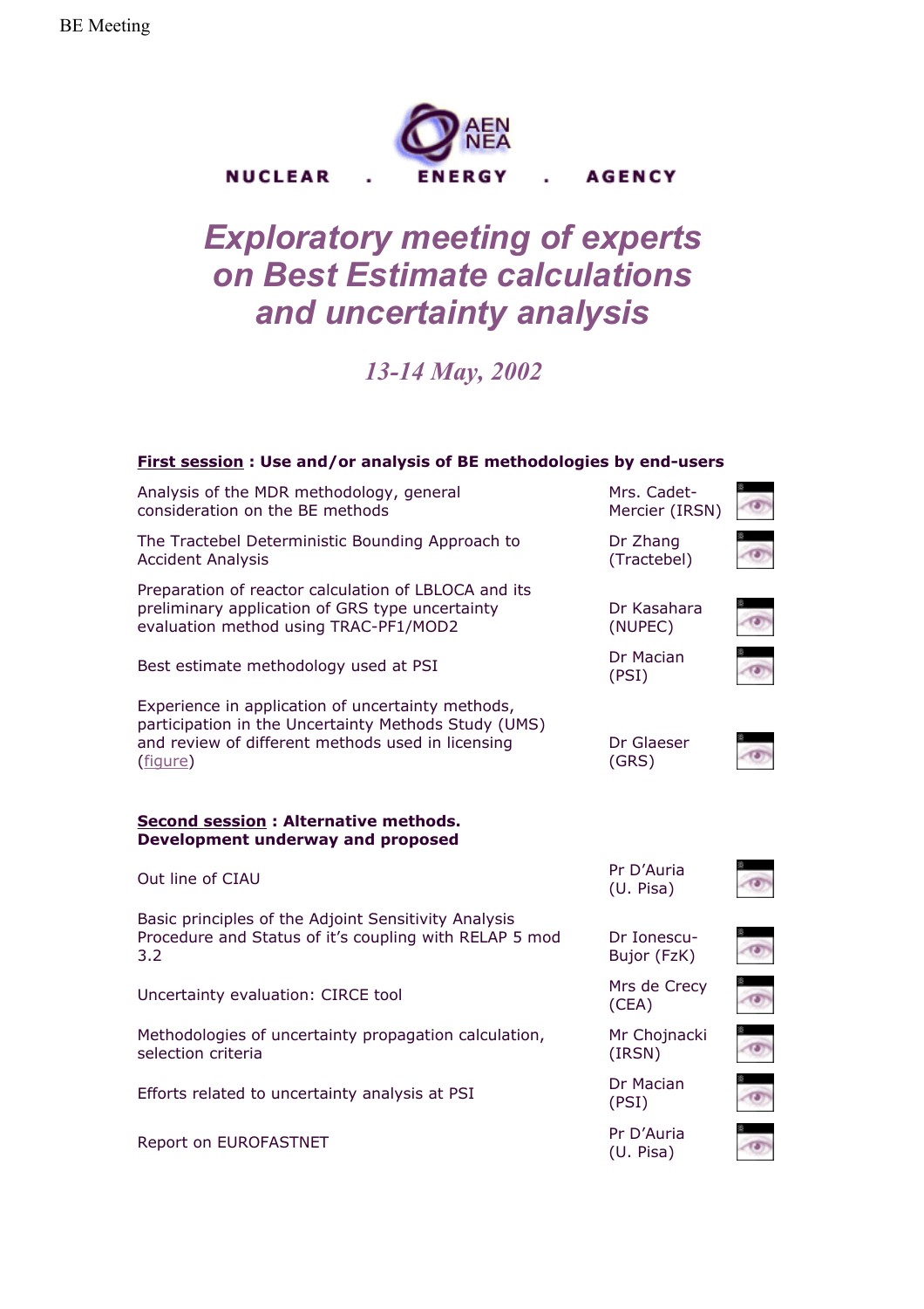BE Meeting

NUCLEAR . ENERGY . AGENCY

# Exploratory meeting of experts on Best Estimate calculations and uncertainty analysis

*13-14 May, 2002*

**First session : Use and/or analysis of BE methodologies by end-users**

| | |
|---|---|
| Analysis of the MDR methodology, general consideration on the BE methods | Mrs. Cadet-Mercier (IRSN) |
| The Tractebel Deterministic Bounding Approach to Accident Analysis | Dr Zhang (Tractebel) |
| Preparation of reactor calculation of LBLOCA and its preliminary application of GRS type uncertainty evaluation method using TRAC-PF1/MOD2 | Dr Kasahara (NUPEC) |
| Best estimate methodology used at PSI | Dr Macian (PSI) |
| Experience in application of uncertainty methods, participation in the Uncertainty Methods Study (UMS) and review of different methods used in licensing (figure) | Dr Glaeser (GRS) |

**Second session : Alternative methods. Development underway and proposed**

| | |
|---|---|
| Out line of CIAU | Pr D'Auria (U. Pisa) |
| Basic principles of the Adjoint Sensitivity Analysis Procedure and Status of it's coupling with RELAP 5 mod 3.2 | Dr Ionescu-Bujor (FzK) |
| Uncertainty evaluation: CIRCE tool | Mrs de Crecy (CEA) |
| Methodologies of uncertainty propagation calculation, selection criteria | Mr Chojnacki (IRSN) |
| Efforts related to uncertainty analysis at PSI | Dr Macian (PSI) |
| Report on EUROFASTNET | Pr D'Auria (U. Pisa) |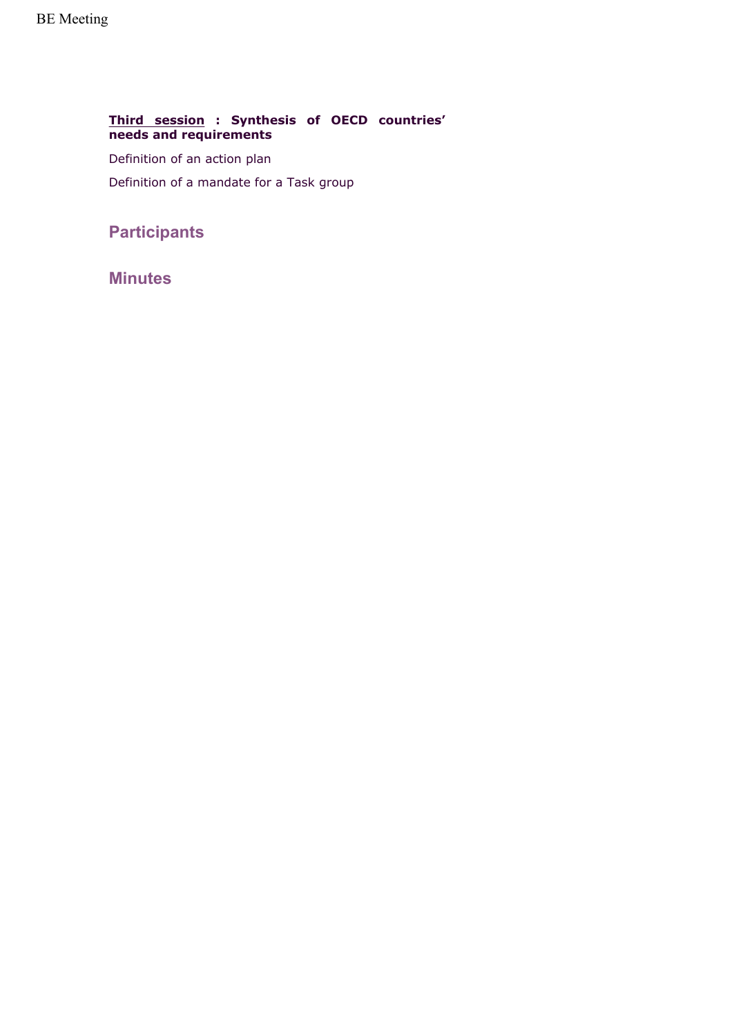**<u>Third session</u> : Synthesis of OECD countries' needs and requirements**

Definition of an action plan

Definition of a mandate for a Task group

## Participants

## Minutes